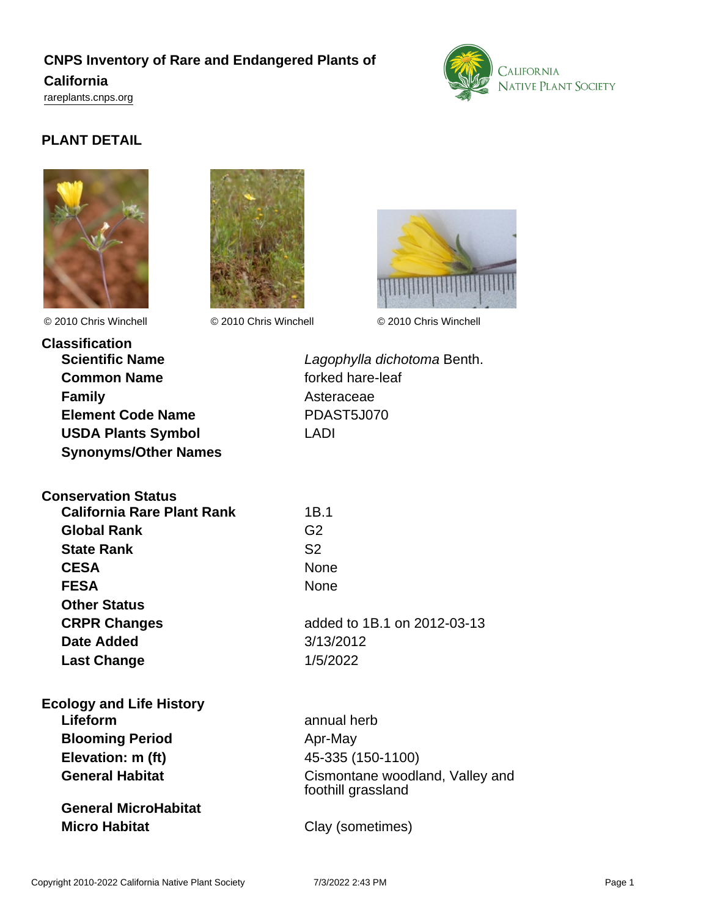# CNPS Inventory of Rare and Endangered Plants of California

rareplants.cnps.org

## PLANT DETAIL

© 2010 Chris Winchell

© 2010 Chris Winchell

© 2010 Chris Winchell

### Classification

| | |
|---|---|
| **Scientific Name** | *Lagophylla dichotoma* Benth. |
| **Common Name** | forked hare-leaf |
| **Family** | Asteraceae |
| **Element Code Name** | PDAST5J070 |
| **USDA Plants Symbol** | LADI |
| **Synonyms/Other Names** | |

### Conservation Status

| | |
|---|---|
| **California Rare Plant Rank** | 1B.1 |
| **Global Rank** | G2 |
| **State Rank** | S2 |
| **CESA** | None |
| **FESA** | None |
| **Other Status** | |
| **CRPR Changes** | added to 1B.1 on 2012-03-13 |
| **Date Added** | 3/13/2012 |
| **Last Change** | 1/5/2022 |

### Ecology and Life History

| | |
|---|---|
| **Lifeform** | annual herb |
| **Blooming Period** | Apr-May |
| **Elevation: m (ft)** | 45-335 (150-1100) |
| **General Habitat** | Cismontane woodland, Valley and foothill grassland |
| **General MicroHabitat** | |
| **Micro Habitat** | Clay (sometimes) |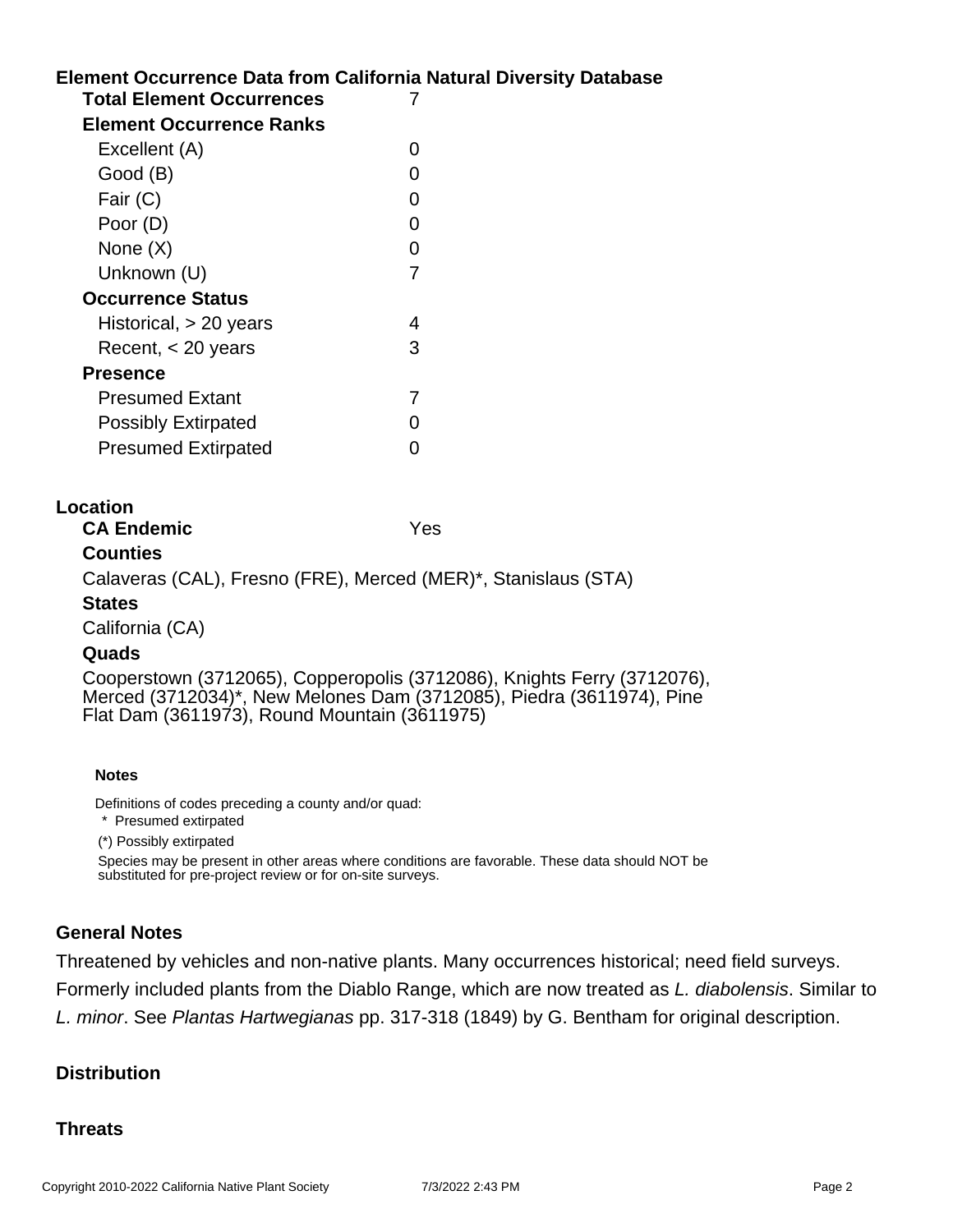## Element Occurrence Data from California Natural Diversity Database

| | |
|---|---|
| **Total Element Occurrences** | 7 |
| **Element Occurrence Ranks** | |
| Excellent (A) | 0 |
| Good (B) | 0 |
| Fair (C) | 0 |
| Poor (D) | 0 |
| None (X) | 0 |
| Unknown (U) | 7 |
| **Occurrence Status** | |
| Historical, > 20 years | 4 |
| Recent, < 20 years | 3 |
| **Presence** | |
| Presumed Extant | 7 |
| Possibly Extirpated | 0 |
| Presumed Extirpated | 0 |

## Location

**CA Endemic** Yes

### Counties

Calaveras (CAL), Fresno (FRE), Merced (MER)*, Stanislaus (STA)

### States

California (CA)

### Quads

Cooperstown (3712065), Copperopolis (3712086), Knights Ferry (3712076), Merced (3712034)*, New Melones Dam (3712085), Piedra (3611974), Pine Flat Dam (3611973), Round Mountain (3611975)

#### Notes

Definitions of codes preceding a county and/or quad:

- * Presumed extirpated
- (*) Possibly extirpated

Species may be present in other areas where conditions are favorable. These data should NOT be substituted for pre-project review or for on-site surveys.

## General Notes

Threatened by vehicles and non-native plants. Many occurrences historical; need field surveys. Formerly included plants from the Diablo Range, which are now treated as *L. diabolensis*. Similar to *L. minor*. See *Plantas Hartwegianas* pp. 317-318 (1849) by G. Bentham for original description.

## Distribution

## Threats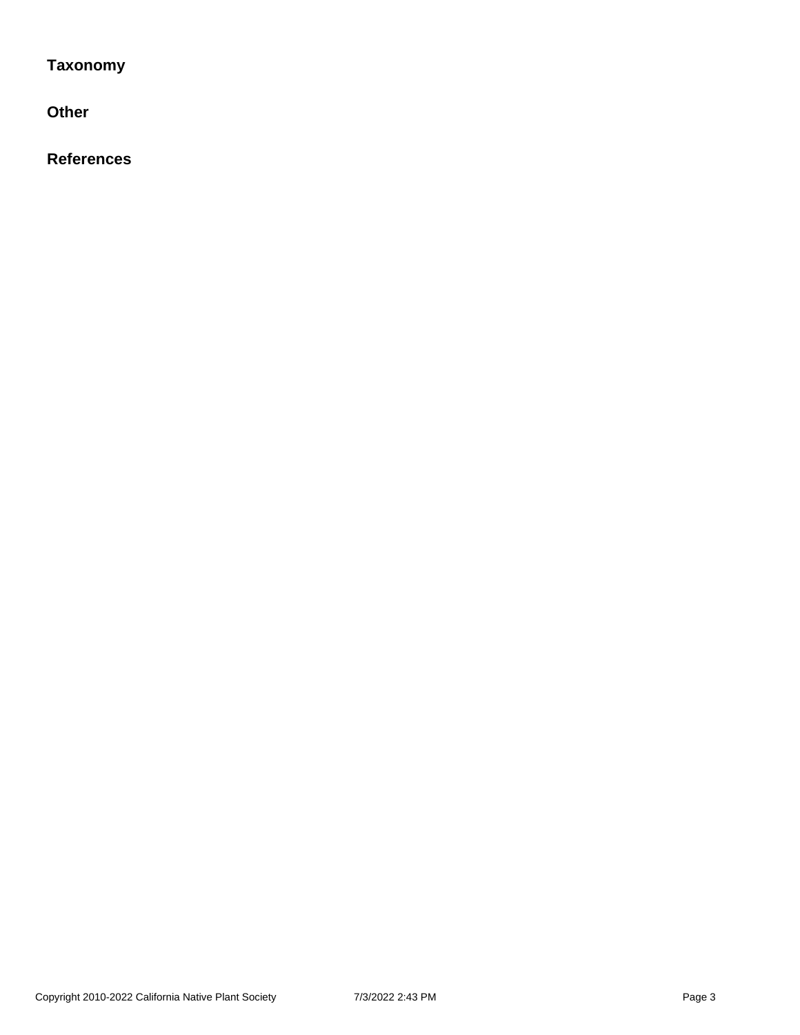## Taxonomy

## Other

## References